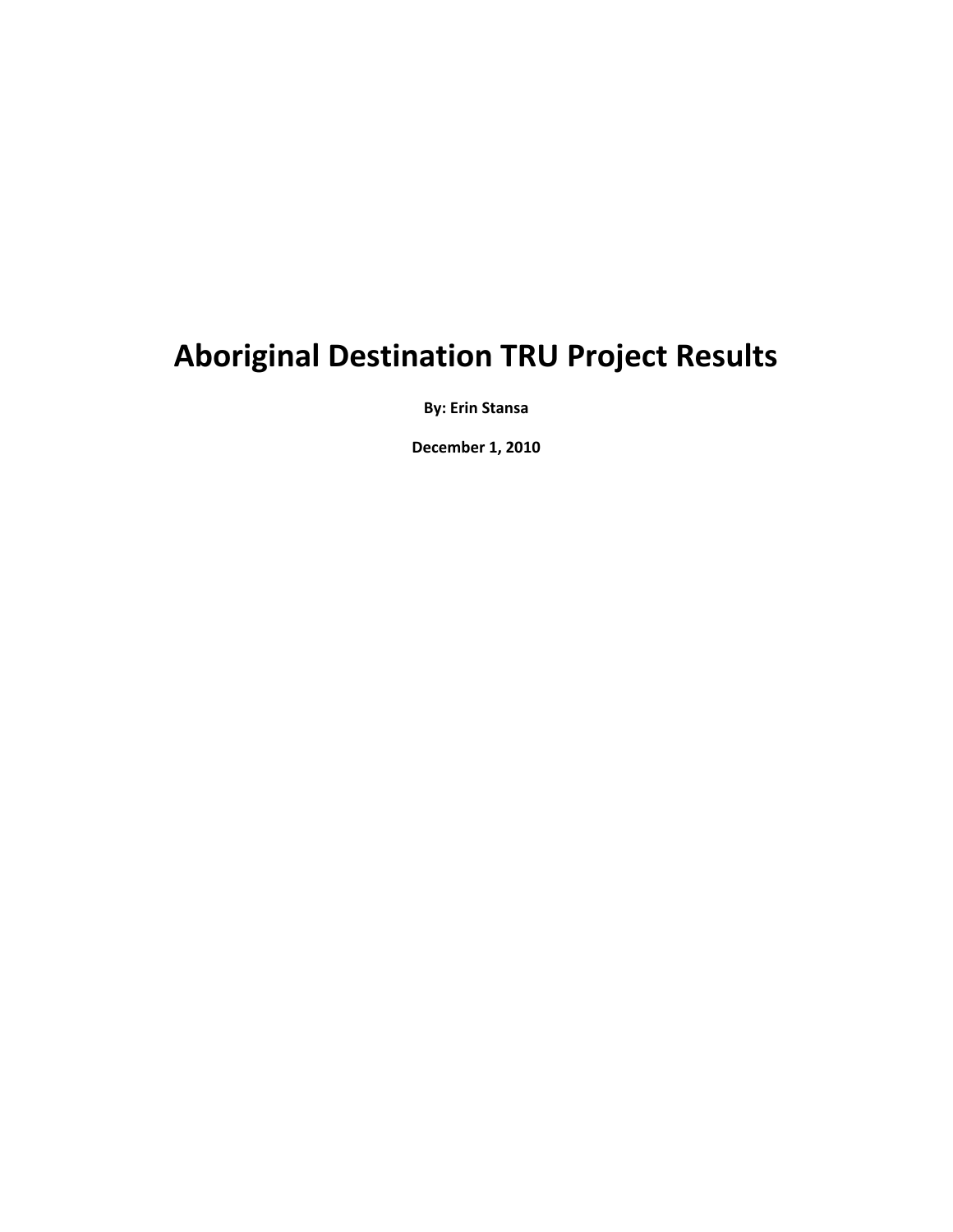# Aboriginal Destination TRU Project Results

**By: Erin Stansa**

**December 1, 2010**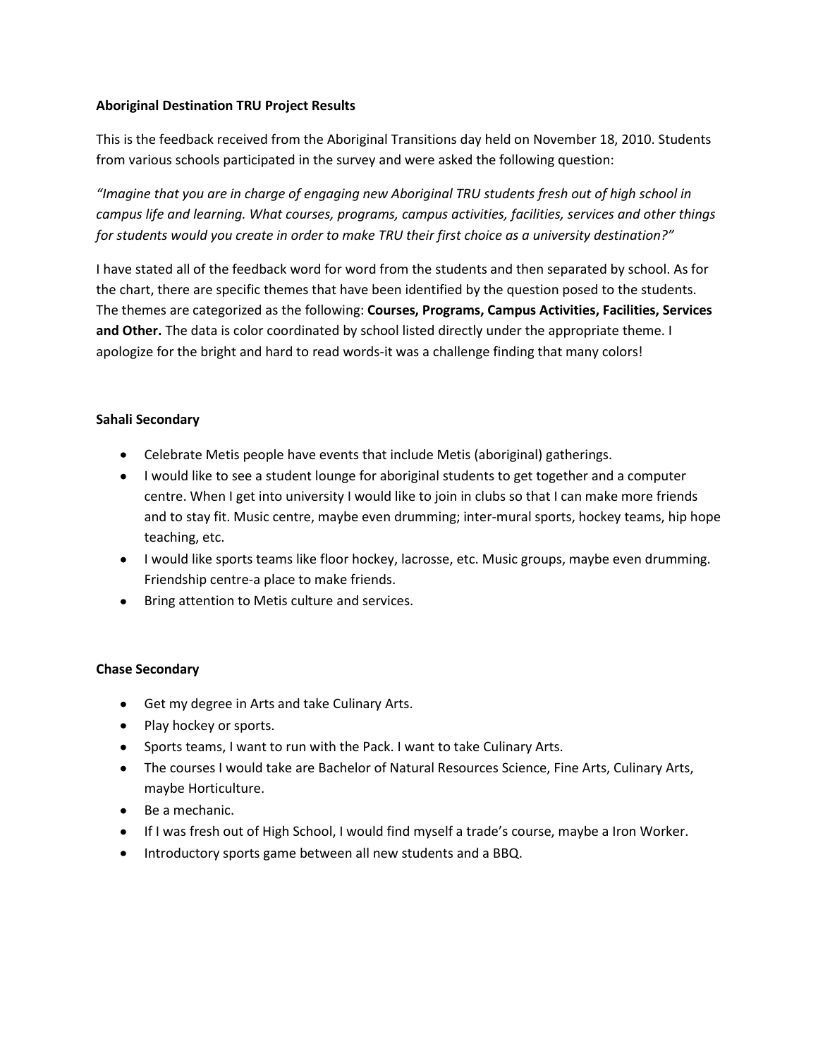**Aboriginal Destination TRU Project Results**

This is the feedback received from the Aboriginal Transitions day held on November 18, 2010. Students from various schools participated in the survey and were asked the following question:

*"Imagine that you are in charge of engaging new Aboriginal TRU students fresh out of high school in campus life and learning. What courses, programs, campus activities, facilities, services and other things for students would you create in order to make TRU their first choice as a university destination?"*

I have stated all of the feedback word for word from the students and then separated by school. As for the chart, there are specific themes that have been identified by the question posed to the students. The themes are categorized as the following: **Courses, Programs, Campus Activities, Facilities, Services and Other.** The data is color coordinated by school listed directly under the appropriate theme. I apologize for the bright and hard to read words-it was a challenge finding that many colors!

**Sahali Secondary**

- Celebrate Metis people have events that include Metis (aboriginal) gatherings.
- I would like to see a student lounge for aboriginal students to get together and a computer centre. When I get into university I would like to join in clubs so that I can make more friends and to stay fit. Music centre, maybe even drumming; inter-mural sports, hockey teams, hip hope teaching, etc.
- I would like sports teams like floor hockey, lacrosse, etc. Music groups, maybe even drumming. Friendship centre-a place to make friends.
- Bring attention to Metis culture and services.

**Chase Secondary**

- Get my degree in Arts and take Culinary Arts.
- Play hockey or sports.
- Sports teams, I want to run with the Pack. I want to take Culinary Arts.
- The courses I would take are Bachelor of Natural Resources Science, Fine Arts, Culinary Arts, maybe Horticulture.
- Be a mechanic.
- If I was fresh out of High School, I would find myself a trade's course, maybe a Iron Worker.
- Introductory sports game between all new students and a BBQ.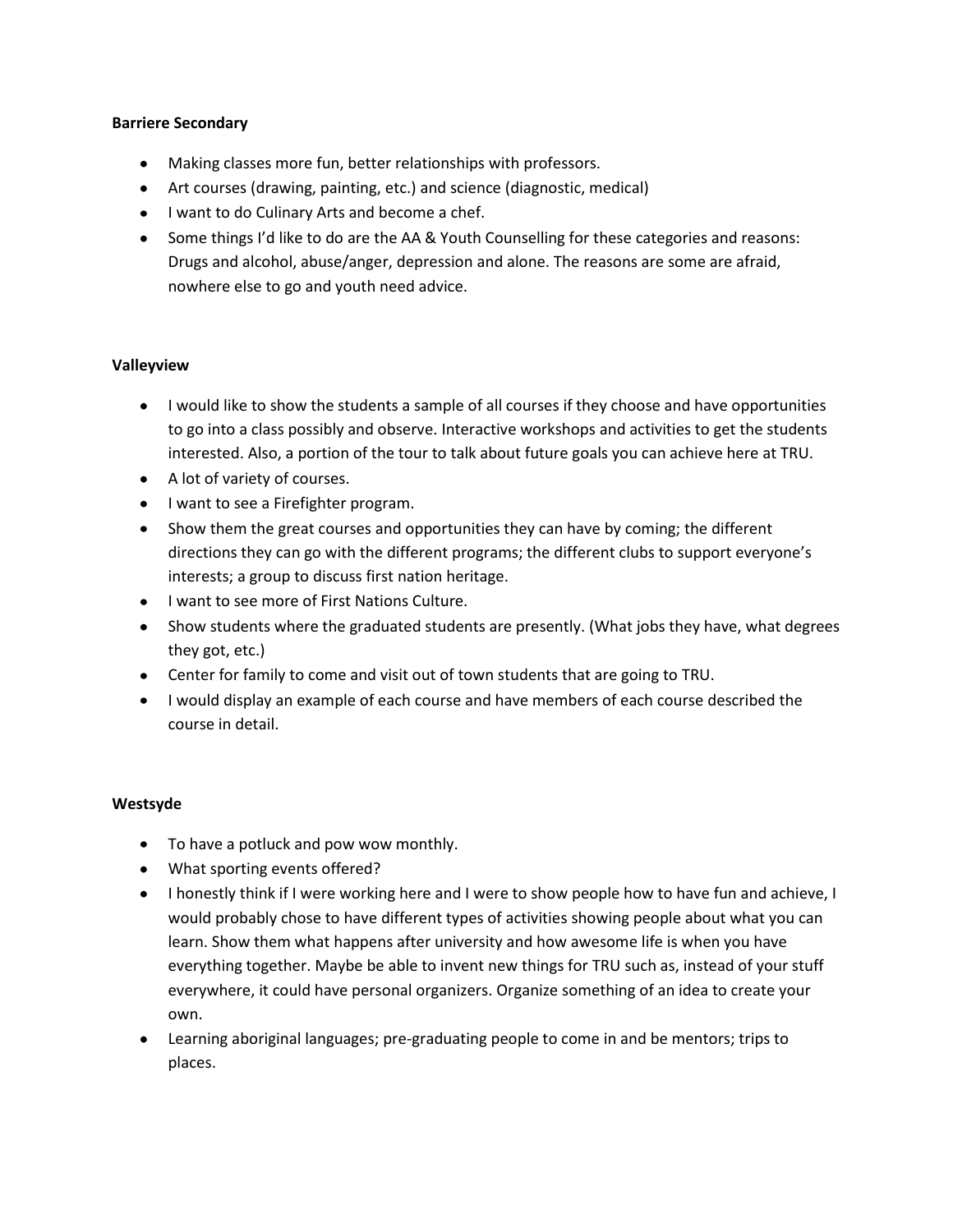**Barriere Secondary**

- Making classes more fun, better relationships with professors.
- Art courses (drawing, painting, etc.) and science (diagnostic, medical)
- I want to do Culinary Arts and become a chef.
- Some things I'd like to do are the AA & Youth Counselling for these categories and reasons: Drugs and alcohol, abuse/anger, depression and alone. The reasons are some are afraid, nowhere else to go and youth need advice.

**Valleyview**

- I would like to show the students a sample of all courses if they choose and have opportunities to go into a class possibly and observe. Interactive workshops and activities to get the students interested. Also, a portion of the tour to talk about future goals you can achieve here at TRU.
- A lot of variety of courses.
- I want to see a Firefighter program.
- Show them the great courses and opportunities they can have by coming; the different directions they can go with the different programs; the different clubs to support everyone's interests; a group to discuss first nation heritage.
- I want to see more of First Nations Culture.
- Show students where the graduated students are presently. (What jobs they have, what degrees they got, etc.)
- Center for family to come and visit out of town students that are going to TRU.
- I would display an example of each course and have members of each course described the course in detail.

**Westsyde**

- To have a potluck and pow wow monthly.
- What sporting events offered?
- I honestly think if I were working here and I were to show people how to have fun and achieve, I would probably chose to have different types of activities showing people about what you can learn. Show them what happens after university and how awesome life is when you have everything together. Maybe be able to invent new things for TRU such as, instead of your stuff everywhere, it could have personal organizers. Organize something of an idea to create your own.
- Learning aboriginal languages; pre-graduating people to come in and be mentors; trips to places.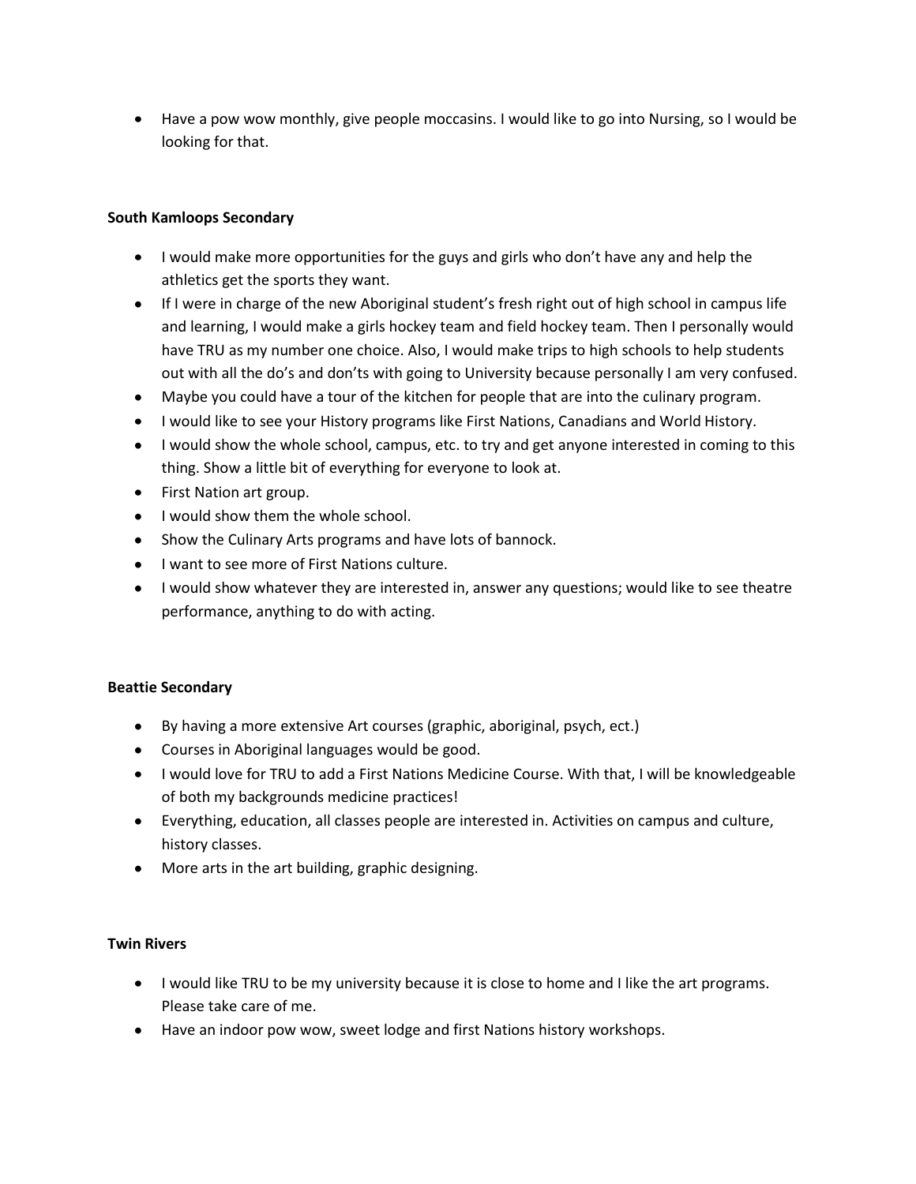- Have a pow wow monthly, give people moccasins. I would like to go into Nursing, so I would be looking for that.

**South Kamloops Secondary**

- I would make more opportunities for the guys and girls who don't have any and help the athletics get the sports they want.
- If I were in charge of the new Aboriginal student's fresh right out of high school in campus life and learning, I would make a girls hockey team and field hockey team. Then I personally would have TRU as my number one choice. Also, I would make trips to high schools to help students out with all the do's and don'ts with going to University because personally I am very confused.
- Maybe you could have a tour of the kitchen for people that are into the culinary program.
- I would like to see your History programs like First Nations, Canadians and World History.
- I would show the whole school, campus, etc. to try and get anyone interested in coming to this thing. Show a little bit of everything for everyone to look at.
- First Nation art group.
- I would show them the whole school.
- Show the Culinary Arts programs and have lots of bannock.
- I want to see more of First Nations culture.
- I would show whatever they are interested in, answer any questions; would like to see theatre performance, anything to do with acting.

**Beattie Secondary**

- By having a more extensive Art courses (graphic, aboriginal, psych, ect.)
- Courses in Aboriginal languages would be good.
- I would love for TRU to add a First Nations Medicine Course. With that, I will be knowledgeable of both my backgrounds medicine practices!
- Everything, education, all classes people are interested in. Activities on campus and culture, history classes.
- More arts in the art building, graphic designing.

**Twin Rivers**

- I would like TRU to be my university because it is close to home and I like the art programs. Please take care of me.
- Have an indoor pow wow, sweet lodge and first Nations history workshops.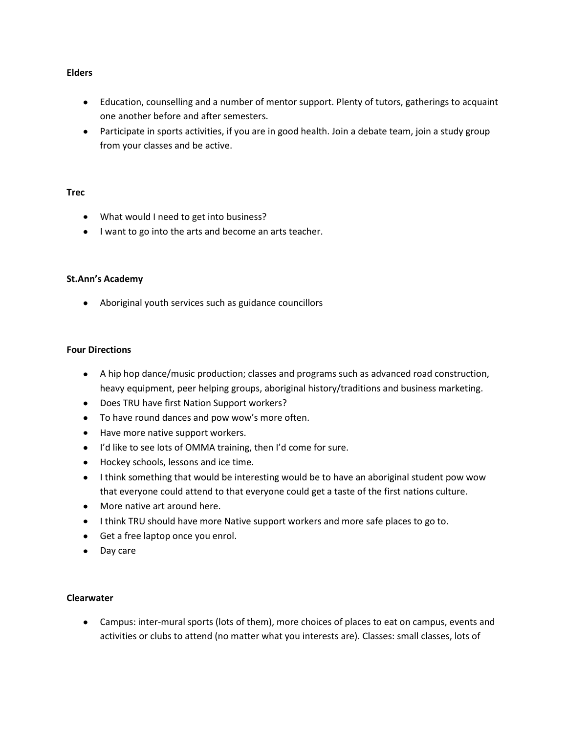**Elders**

- Education, counselling and a number of mentor support. Plenty of tutors, gatherings to acquaint one another before and after semesters.
- Participate in sports activities, if you are in good health. Join a debate team, join a study group from your classes and be active.

**Trec**

- What would I need to get into business?
- I want to go into the arts and become an arts teacher.

**St.Ann's Academy**

- Aboriginal youth services such as guidance councillors

**Four Directions**

- A hip hop dance/music production; classes and programs such as advanced road construction, heavy equipment, peer helping groups, aboriginal history/traditions and business marketing.
- Does TRU have first Nation Support workers?
- To have round dances and pow wow's more often.
- Have more native support workers.
- I'd like to see lots of OMMA training, then I'd come for sure.
- Hockey schools, lessons and ice time.
- I think something that would be interesting would be to have an aboriginal student pow wow that everyone could attend to that everyone could get a taste of the first nations culture.
- More native art around here.
- I think TRU should have more Native support workers and more safe places to go to.
- Get a free laptop once you enrol.
- Day care

**Clearwater**

- Campus: inter-mural sports (lots of them), more choices of places to eat on campus, events and activities or clubs to attend (no matter what you interests are). Classes: small classes, lots of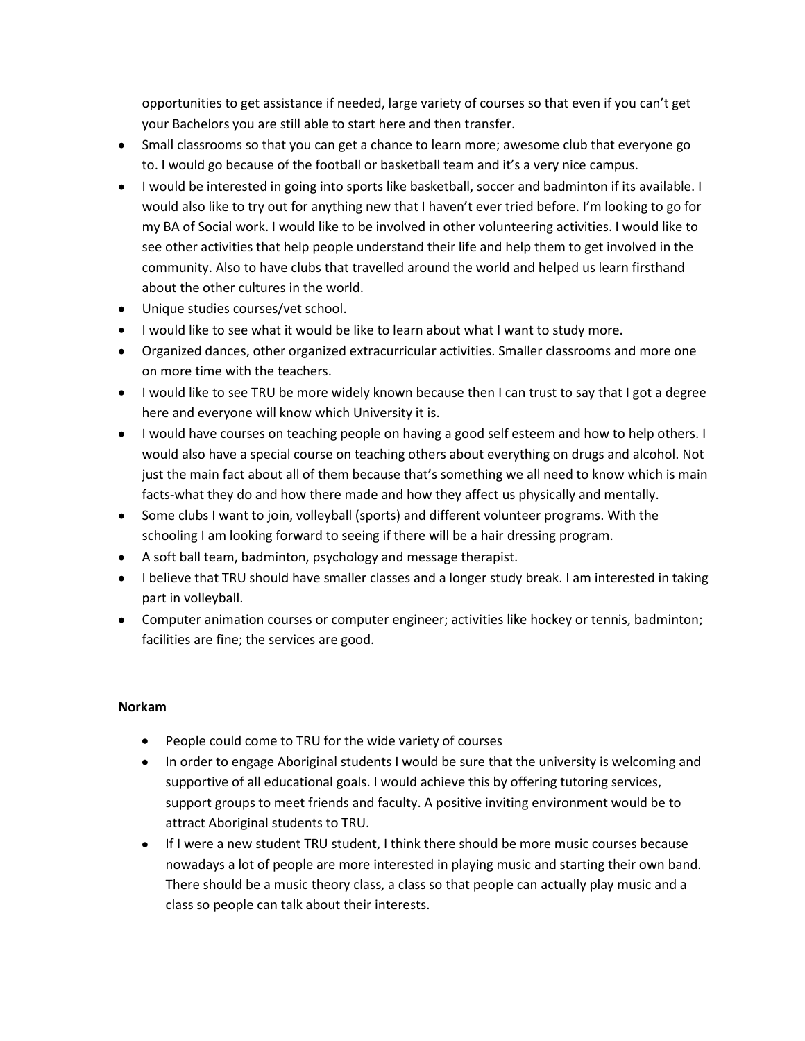opportunities to get assistance if needed, large variety of courses so that even if you can't get your Bachelors you are still able to start here and then transfer.

- Small classrooms so that you can get a chance to learn more; awesome club that everyone go to. I would go because of the football or basketball team and it's a very nice campus.
- I would be interested in going into sports like basketball, soccer and badminton if its available. I would also like to try out for anything new that I haven't ever tried before. I'm looking to go for my BA of Social work. I would like to be involved in other volunteering activities. I would like to see other activities that help people understand their life and help them to get involved in the community. Also to have clubs that travelled around the world and helped us learn firsthand about the other cultures in the world.
- Unique studies courses/vet school.
- I would like to see what it would be like to learn about what I want to study more.
- Organized dances, other organized extracurricular activities. Smaller classrooms and more one on more time with the teachers.
- I would like to see TRU be more widely known because then I can trust to say that I got a degree here and everyone will know which University it is.
- I would have courses on teaching people on having a good self esteem and how to help others. I would also have a special course on teaching others about everything on drugs and alcohol. Not just the main fact about all of them because that's something we all need to know which is main facts-what they do and how there made and how they affect us physically and mentally.
- Some clubs I want to join, volleyball (sports) and different volunteer programs. With the schooling I am looking forward to seeing if there will be a hair dressing program.
- A soft ball team, badminton, psychology and message therapist.
- I believe that TRU should have smaller classes and a longer study break. I am interested in taking part in volleyball.
- Computer animation courses or computer engineer; activities like hockey or tennis, badminton; facilities are fine; the services are good.

**Norkam**

- People could come to TRU for the wide variety of courses
- In order to engage Aboriginal students I would be sure that the university is welcoming and supportive of all educational goals. I would achieve this by offering tutoring services, support groups to meet friends and faculty. A positive inviting environment would be to attract Aboriginal students to TRU.
- If I were a new student TRU student, I think there should be more music courses because nowadays a lot of people are more interested in playing music and starting their own band. There should be a music theory class, a class so that people can actually play music and a class so people can talk about their interests.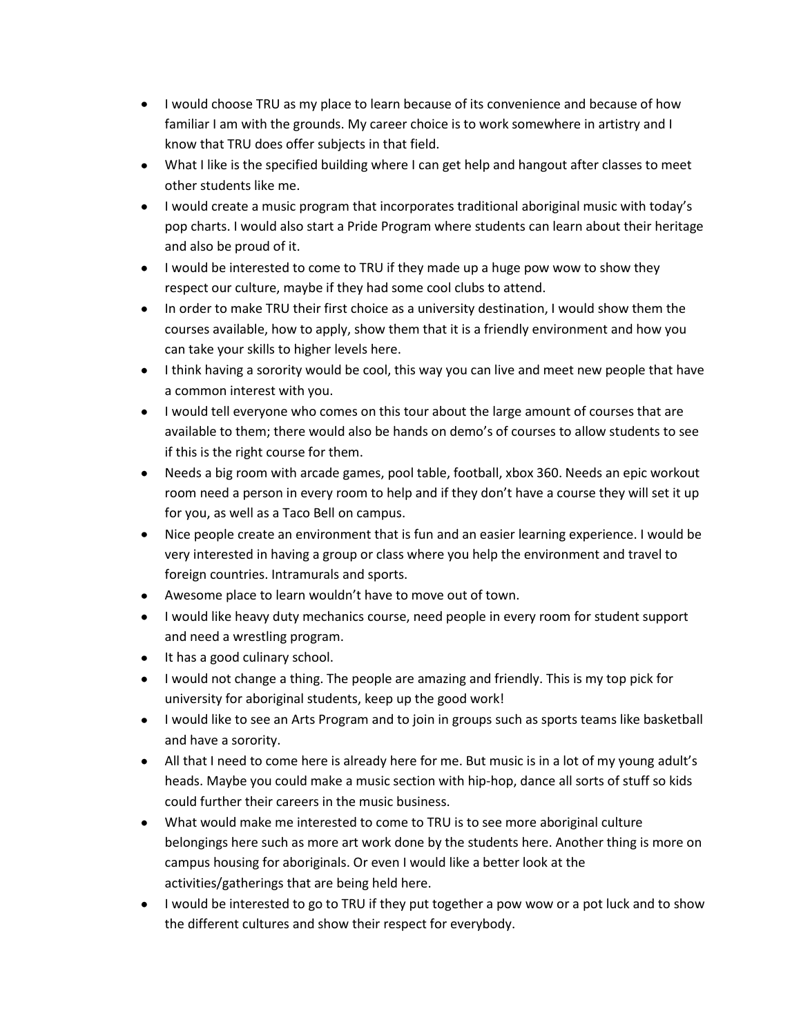- I would choose TRU as my place to learn because of its convenience and because of how familiar I am with the grounds. My career choice is to work somewhere in artistry and I know that TRU does offer subjects in that field.
- What I like is the specified building where I can get help and hangout after classes to meet other students like me.
- I would create a music program that incorporates traditional aboriginal music with today's pop charts. I would also start a Pride Program where students can learn about their heritage and also be proud of it.
- I would be interested to come to TRU if they made up a huge pow wow to show they respect our culture, maybe if they had some cool clubs to attend.
- In order to make TRU their first choice as a university destination, I would show them the courses available, how to apply, show them that it is a friendly environment and how you can take your skills to higher levels here.
- I think having a sorority would be cool, this way you can live and meet new people that have a common interest with you.
- I would tell everyone who comes on this tour about the large amount of courses that are available to them; there would also be hands on demo's of courses to allow students to see if this is the right course for them.
- Needs a big room with arcade games, pool table, football, xbox 360. Needs an epic workout room need a person in every room to help and if they don't have a course they will set it up for you, as well as a Taco Bell on campus.
- Nice people create an environment that is fun and an easier learning experience. I would be very interested in having a group or class where you help the environment and travel to foreign countries. Intramurals and sports.
- Awesome place to learn wouldn't have to move out of town.
- I would like heavy duty mechanics course, need people in every room for student support and need a wrestling program.
- It has a good culinary school.
- I would not change a thing. The people are amazing and friendly. This is my top pick for university for aboriginal students, keep up the good work!
- I would like to see an Arts Program and to join in groups such as sports teams like basketball and have a sorority.
- All that I need to come here is already here for me. But music is in a lot of my young adult's heads. Maybe you could make a music section with hip-hop, dance all sorts of stuff so kids could further their careers in the music business.
- What would make me interested to come to TRU is to see more aboriginal culture belongings here such as more art work done by the students here. Another thing is more on campus housing for aboriginals. Or even I would like a better look at the activities/gatherings that are being held here.
- I would be interested to go to TRU if they put together a pow wow or a pot luck and to show the different cultures and show their respect for everybody.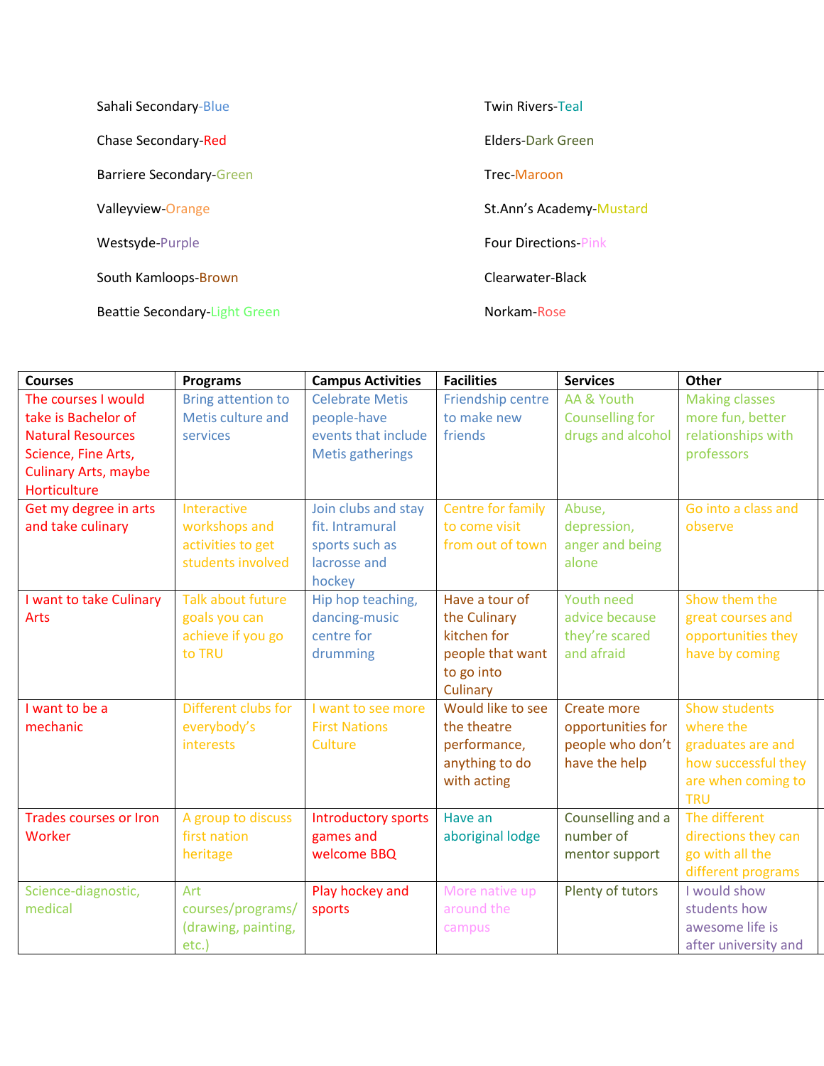Sahali Secondary-Blue

Chase Secondary-Red

Barriere Secondary-Green

Valleyview-Orange

Westsyde-Purple

South Kamloops-Brown

Beattie Secondary-Light Green

Twin Rivers-Teal

Elders-Dark Green

Trec-Maroon

St.Ann's Academy-Mustard

Four Directions-Pink

Clearwater-Black

Norkam-Rose

| Courses | Programs | Campus Activities | Facilities | Services | Other |
|---|---|---|---|---|---|
| The courses I would take is Bachelor of Natural Resources Science, Fine Arts, Culinary Arts, maybe Horticulture | Bring attention to Metis culture and services | Celebrate Metis people-have events that include Metis gatherings | Friendship centre to make new friends | AA & Youth Counselling for drugs and alcohol | Making classes more fun, better relationships with professors |
| Get my degree in arts and take culinary | Interactive workshops and activities to get students involved | Join clubs and stay fit. Intramural sports such as lacrosse and hockey | Centre for family to come visit from out of town | Abuse, depression, anger and being alone | Go into a class and observe |
| I want to take Culinary Arts | Talk about future goals you can achieve if you go to TRU | Hip hop teaching, dancing-music centre for drumming | Have a tour of the Culinary kitchen for people that want to go into Culinary | Youth need advice because they're scared and afraid | Show them the great courses and opportunities they have by coming |
| I want to be a mechanic | Different clubs for everybody's interests | I want to see more First Nations Culture | Would like to see the theatre performance, anything to do with acting | Create more opportunities for people who don't have the help | Show students where the graduates are and how successful they are when coming to TRU |
| Trades courses or Iron Worker | A group to discuss first nation heritage | Introductory sports games and welcome BBQ | Have an aboriginal lodge | Counselling and a number of mentor support | The different directions they can go with all the different programs |
| Science-diagnostic, medical | Art courses/programs/ (drawing, painting, etc.) | Play hockey and sports | More native up around the campus | Plenty of tutors | I would show students how awesome life is after university and |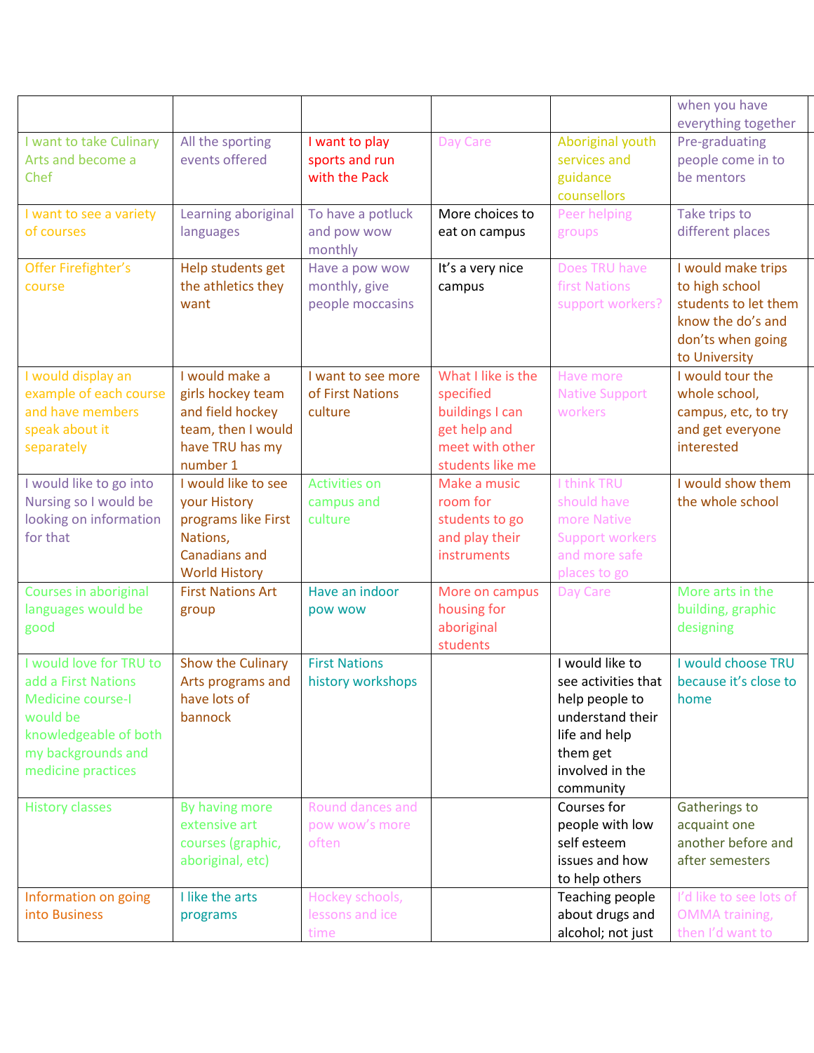| | | | | | |
|---|---|---|---|---|---|
| | | | | | when you have everything together |
| I want to take Culinary Arts and become a Chef | All the sporting events offered | I want to play sports and run with the Pack | Day Care | Aboriginal youth services and guidance counsellors | Pre-graduating people come in to be mentors |
| I want to see a variety of courses | Learning aboriginal languages | To have a potluck and pow wow monthly | More choices to eat on campus | Peer helping groups | Take trips to different places |
| Offer Firefighter's course | Help students get the athletics they want | Have a pow wow monthly, give people moccasins | It's a very nice campus | Does TRU have first Nations support workers? | I would make trips to high school students to let them know the do's and don'ts when going to University |
| I would display an example of each course and have members speak about it separately | I would make a girls hockey team and field hockey team, then I would have TRU has my number 1 | I want to see more of First Nations culture | What I like is the specified buildings I can get help and meet with other students like me | Have more Native Support workers | I would tour the whole school, campus, etc, to try and get everyone interested |
| I would like to go into Nursing so I would be looking on information for that | I would like to see your History programs like First Nations, Canadians and World History | Activities on campus and culture | Make a music room for students to go and play their instruments | I think TRU should have more Native Support workers and more safe places to go | I would show them the whole school |
| Courses in aboriginal languages would be good | First Nations Art group | Have an indoor pow wow | More on campus housing for aboriginal students | Day Care | More arts in the building, graphic designing |
| I would love for TRU to add a First Nations Medicine course-I would be knowledgeable of both my backgrounds and medicine practices | Show the Culinary Arts programs and have lots of bannock | First Nations history workshops | | I would like to see activities that help people to understand their life and help them get involved in the community | I would choose TRU because it's close to home |
| History classes | By having more extensive art courses (graphic, aboriginal, etc) | Round dances and pow wow's more often | | Courses for people with low self esteem issues and how to help others | Gatherings to acquaint one another before and after semesters |
| Information on going into Business | I like the arts programs | Hockey schools, lessons and ice time | | Teaching people about drugs and alcohol; not just | I'd like to see lots of OMMA training, then I'd want to |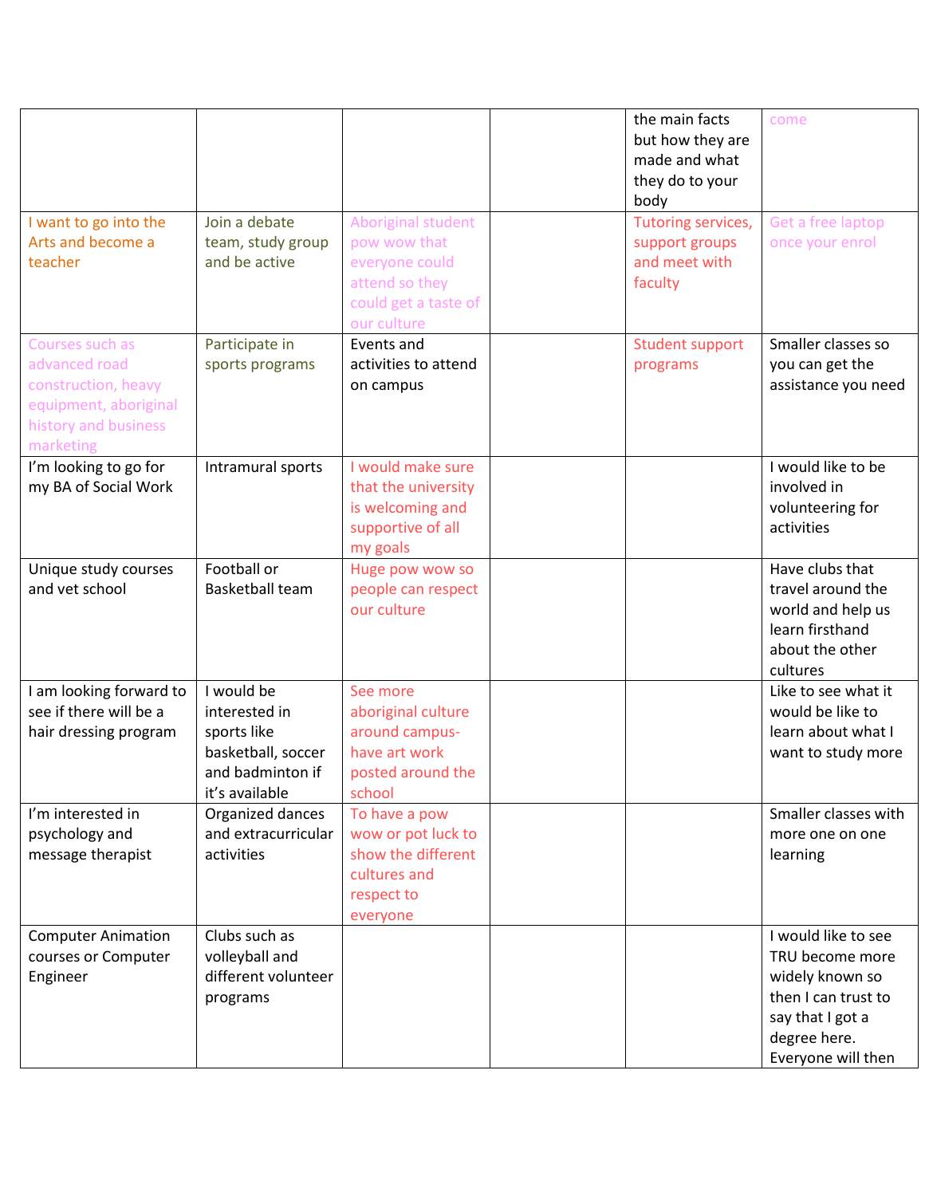|  |  |  |  | the main facts but how they are made and what they do to your body | come |
|---|---|---|---|---|---|
| I want to go into the Arts and become a teacher | Join a debate team, study group and be active | Aboriginal student pow wow that everyone could attend so they could get a taste of our culture |  | Tutoring services, support groups and meet with faculty | Get a free laptop once your enrol |
| Courses such as advanced road construction, heavy equipment, aboriginal history and business marketing | Participate in sports programs | Events and activities to attend on campus |  | Student support programs | Smaller classes so you can get the assistance you need |
| I'm looking to go for my BA of Social Work | Intramural sports | I would make sure that the university is welcoming and supportive of all my goals |  |  | I would like to be involved in volunteering for activities |
| Unique study courses and vet school | Football or Basketball team | Huge pow wow so people can respect our culture |  |  | Have clubs that travel around the world and help us learn firsthand about the other cultures |
| I am looking forward to see if there will be a hair dressing program | I would be interested in sports like basketball, soccer and badminton if it's available | See more aboriginal culture around campus- have art work posted around the school |  |  | Like to see what it would be like to learn about what I want to study more |
| I'm interested in psychology and message therapist | Organized dances and extracurricular activities | To have a pow wow or pot luck to show the different cultures and respect to everyone |  |  | Smaller classes with more one on one learning |
| Computer Animation courses or Computer Engineer | Clubs such as volleyball and different volunteer programs |  |  |  | I would like to see TRU become more widely known so then I can trust to say that I got a degree here. Everyone will then |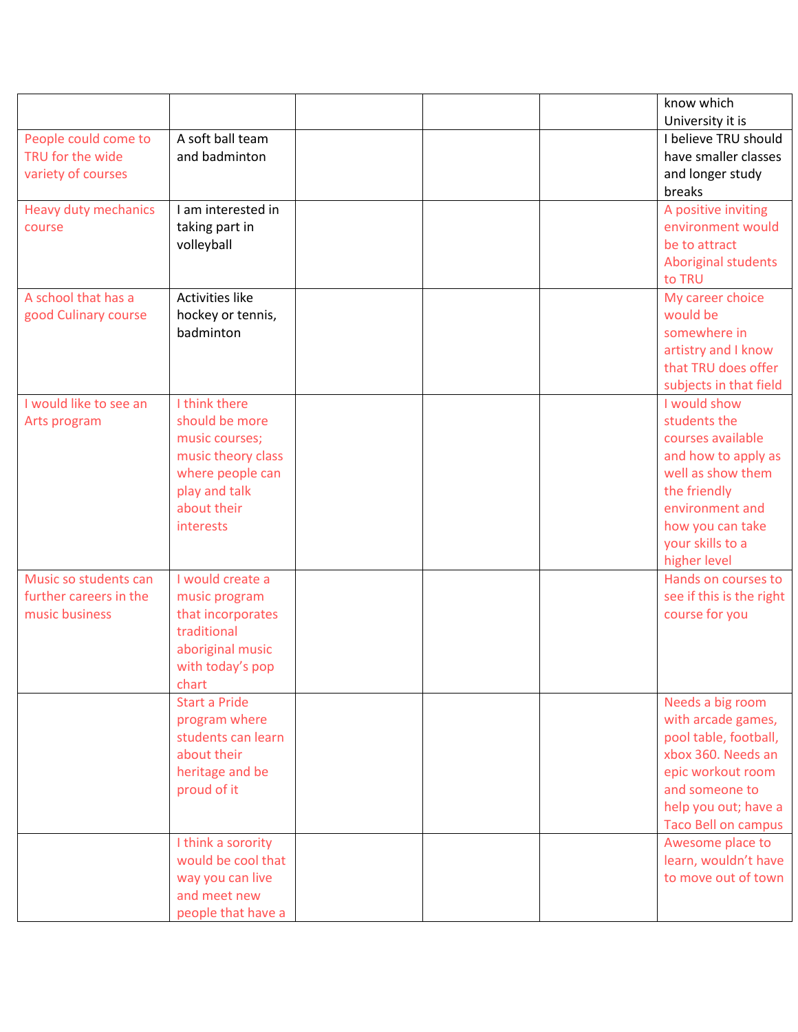| | | | | | |
|---|---|---|---|---|---|
| | | | | | know which University it is |
| People could come to TRU for the wide variety of courses | A soft ball team and badminton | | | | I believe TRU should have smaller classes and longer study breaks |
| Heavy duty mechanics course | I am interested in taking part in volleyball | | | | A positive inviting environment would be to attract Aboriginal students to TRU |
| A school that has a good Culinary course | Activities like hockey or tennis, badminton | | | | My career choice would be somewhere in artistry and I know that TRU does offer subjects in that field |
| I would like to see an Arts program | I think there should be more music courses; music theory class where people can play and talk about their interests | | | | I would show students the courses available and how to apply as well as show them the friendly environment and how you can take your skills to a higher level |
| Music so students can further careers in the music business | I would create a music program that incorporates traditional aboriginal music with today's pop chart | | | | Hands on courses to see if this is the right course for you |
| | Start a Pride program where students can learn about their heritage and be proud of it | | | | Needs a big room with arcade games, pool table, football, xbox 360. Needs an epic workout room and someone to help you out; have a Taco Bell on campus |
| | I think a sorority would be cool that way you can live and meet new people that have a | | | | Awesome place to learn, wouldn't have to move out of town |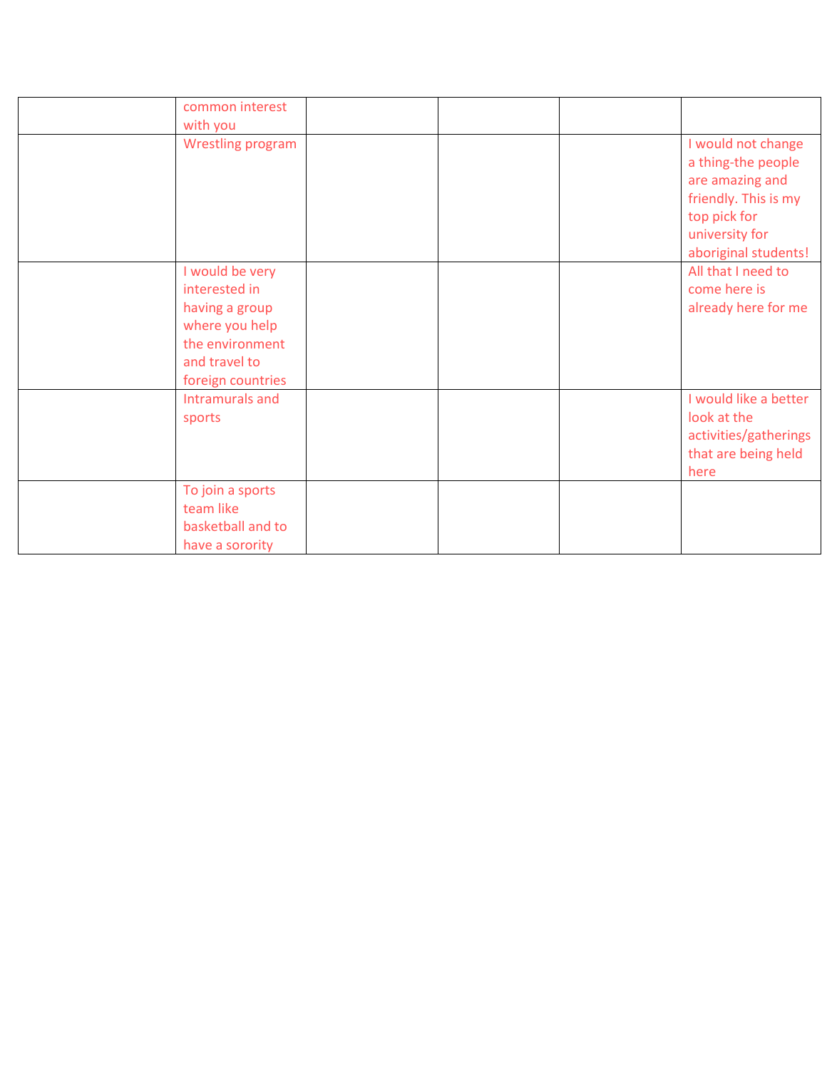| | | | | | |
|---|---|---|---|---|---|
| | common interest with you | | | | |
| | Wrestling program | | | | I would not change a thing-the people are amazing and friendly. This is my top pick for university for aboriginal students! |
| | I would be very interested in having a group where you help the environment and travel to foreign countries | | | | All that I need to come here is already here for me |
| | Intramurals and sports | | | | I would like a better look at the activities/gatherings that are being held here |
| | To join a sports team like basketball and to have a sorority | | | | |